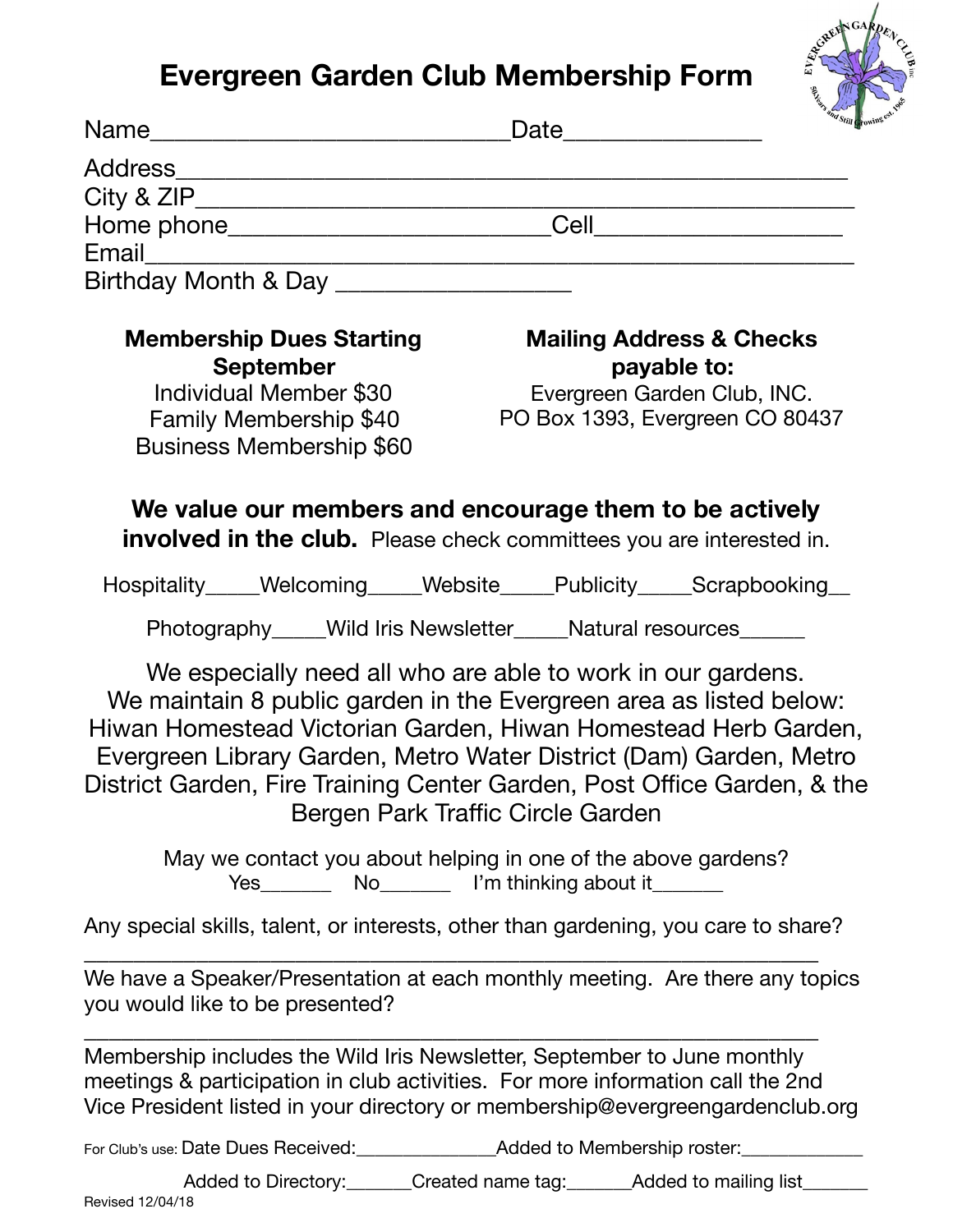# Evergreen Garden Club Membership Form

Name___________________________Date_______________

Address____________________________________________________

City & ZIP__________________________________________________

Home phone_________________________Cell___________________

Email______________________________________________________

Birthday Month & Day __________________

**Membership Dues Starting September**

Individual Member $30

Family Membership $40

Business Membership $60

**Mailing Address & Checks payable to:**

Evergreen Garden Club, INC.

PO Box 1393, Evergreen CO 80437

**We value our members and encourage them to be actively involved in the club.** Please check committees you are interested in.

Hospitality_____Welcoming_____Website_____Publicity_____Scrapbooking__

Photography_____Wild Iris Newsletter_____Natural resources______

We especially need all who are able to work in our gardens. We maintain 8 public garden in the Evergreen area as listed below: Hiwan Homestead Victorian Garden, Hiwan Homestead Herb Garden, Evergreen Library Garden, Metro Water District (Dam) Garden, Metro District Garden, Fire Training Center Garden, Post Office Garden, & the Bergen Park Traffic Circle Garden

May we contact you about helping in one of the above gardens?

Yes_______ No_______ I'm thinking about it_______

Any special skills, talent, or interests, other than gardening, you care to share?

_________________________________________________________________

We have a Speaker/Presentation at each monthly meeting. Are there any topics you would like to be presented?

_________________________________________________________________

Membership includes the Wild Iris Newsletter, September to June monthly meetings & participation in club activities. For more information call the 2nd Vice President listed in your directory or membership@evergreengardenclub.org

For Club's use: Date Dues Received:______________Added to Membership roster:____________

Added to Directory:______Created name tag:______Added to mailing list______

Revised 12/04/18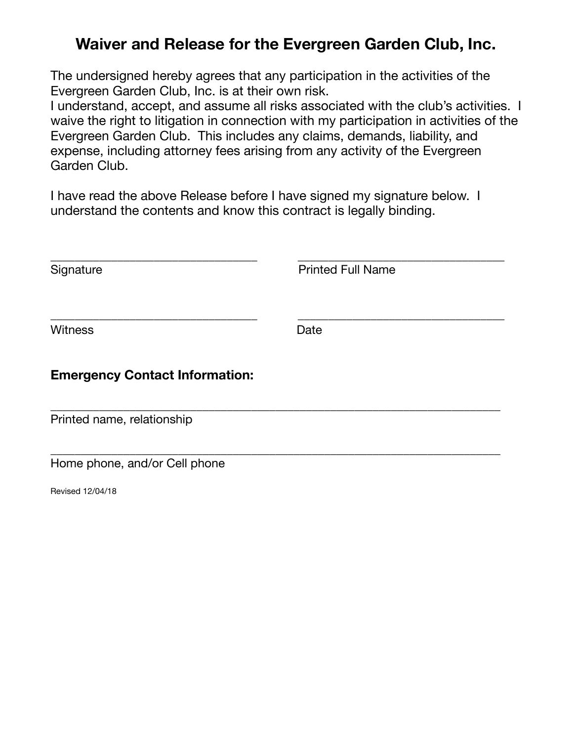# Waiver and Release for the Evergreen Garden Club, Inc.

The undersigned hereby agrees that any participation in the activities of the Evergreen Garden Club, Inc. is at their own risk.
I understand, accept, and assume all risks associated with the club's activities. I waive the right to litigation in connection with my participation in activities of the Evergreen Garden Club. This includes any claims, demands, liability, and expense, including attorney fees arising from any activity of the Evergreen Garden Club.

I have read the above Release before I have signed my signature below. I understand the contents and know this contract is legally binding.

\_\_\_\_\_\_\_\_\_\_\_\_\_\_\_\_\_\_\_\_\_\_\_\_\_\_\_\_\_\_\_\_\_\_ \_\_\_\_\_\_\_\_\_\_\_\_\_\_\_\_\_\_\_\_\_\_\_\_\_\_\_\_\_\_\_\_\_\_
Signature Printed Full Name

\_\_\_\_\_\_\_\_\_\_\_\_\_\_\_\_\_\_\_\_\_\_\_\_\_\_\_\_\_\_\_\_\_\_ \_\_\_\_\_\_\_\_\_\_\_\_\_\_\_\_\_\_\_\_\_\_\_\_\_\_\_\_\_\_\_\_\_\_
Witness Date

**Emergency Contact Information:**

\_\_\_\_\_\_\_\_\_\_\_\_\_\_\_\_\_\_\_\_\_\_\_\_\_\_\_\_\_\_\_\_\_\_\_\_\_\_\_\_\_\_\_\_\_\_\_\_\_\_\_\_\_\_\_\_\_\_\_\_\_\_\_\_\_\_\_\_
Printed name, relationship

\_\_\_\_\_\_\_\_\_\_\_\_\_\_\_\_\_\_\_\_\_\_\_\_\_\_\_\_\_\_\_\_\_\_\_\_\_\_\_\_\_\_\_\_\_\_\_\_\_\_\_\_\_\_\_\_\_\_\_\_\_\_\_\_\_\_\_\_
Home phone, and/or Cell phone

Revised 12/04/18